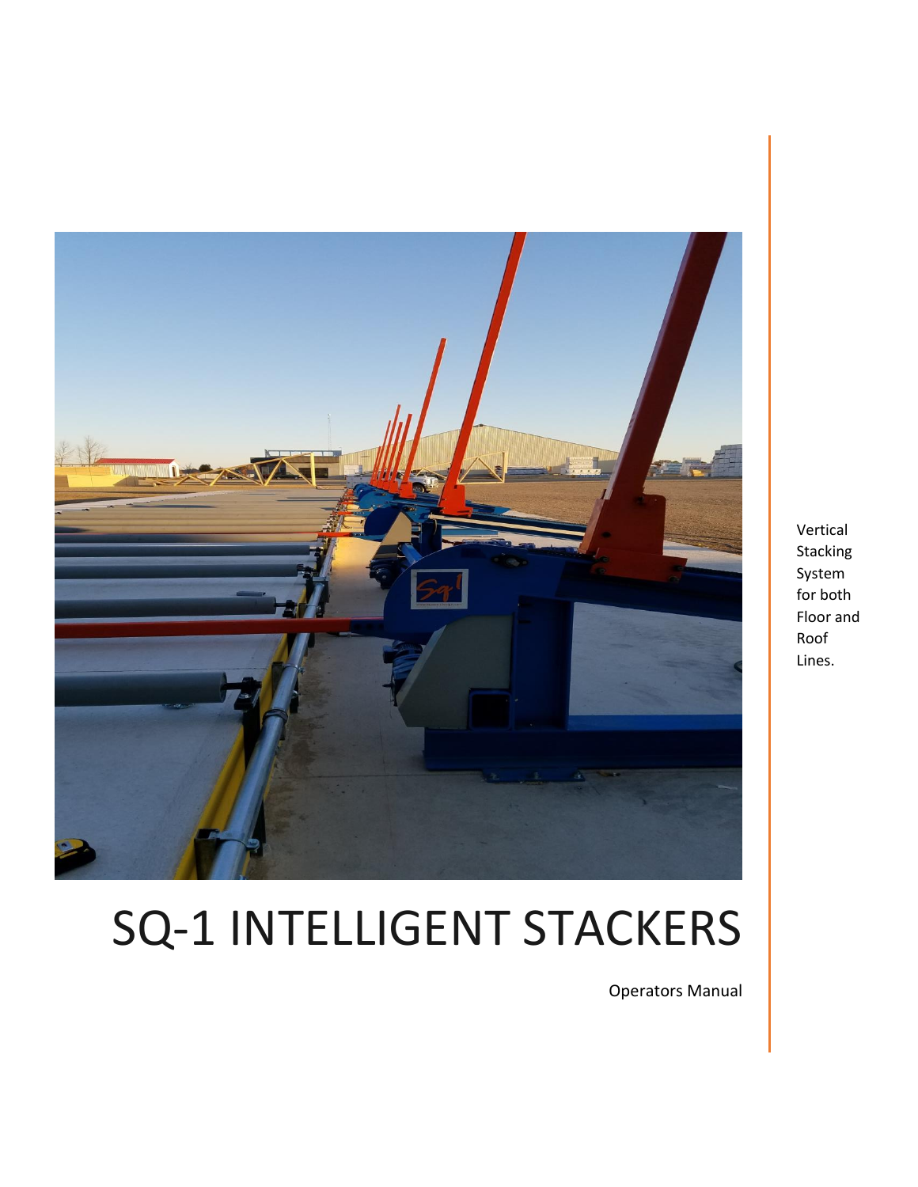# SQ-1 INTELLIGENT STACKERS

Operators Manual

Vertical Stacking System for both Floor and Roof Lines.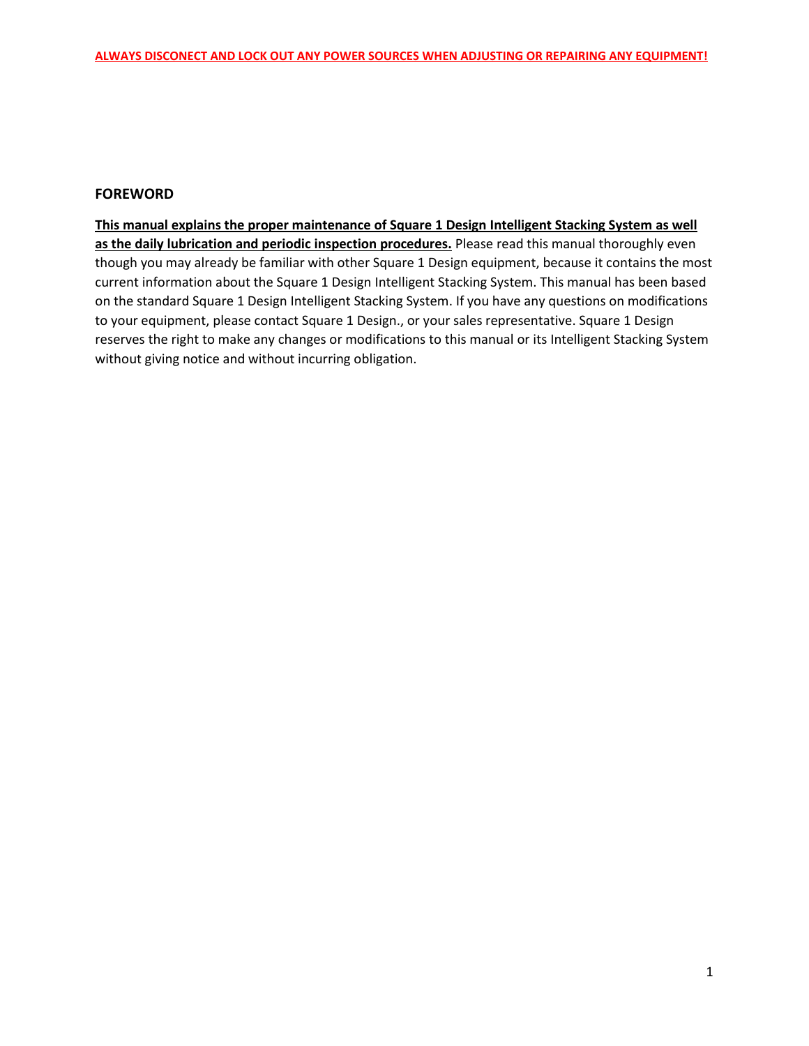**ALWAYS DISCONECT AND LOCK OUT ANY POWER SOURCES WHEN ADJUSTING OR REPAIRING ANY EQUIPMENT!**

## FOREWORD

**This manual explains the proper maintenance of Square 1 Design Intelligent Stacking System as well as the daily lubrication and periodic inspection procedures.** Please read this manual thoroughly even though you may already be familiar with other Square 1 Design equipment, because it contains the most current information about the Square 1 Design Intelligent Stacking System. This manual has been based on the standard Square 1 Design Intelligent Stacking System. If you have any questions on modifications to your equipment, please contact Square 1 Design., or your sales representative. Square 1 Design reserves the right to make any changes or modifications to this manual or its Intelligent Stacking System without giving notice and without incurring obligation.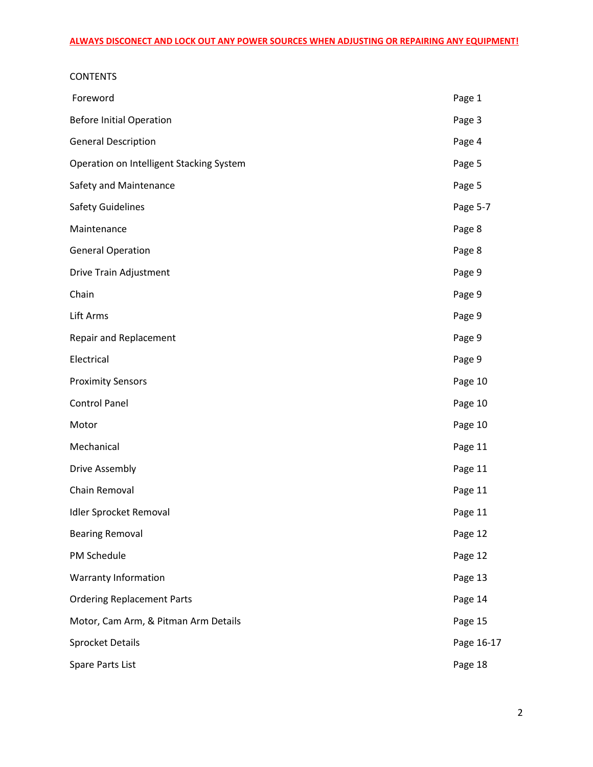**ALWAYS DISCONECT AND LOCK OUT ANY POWER SOURCES WHEN ADJUSTING OR REPAIRING ANY EQUIPMENT!**

CONTENTS

| | |
|---|---|
| Foreword | Page 1 |
| Before Initial Operation | Page 3 |
| General Description | Page 4 |
| Operation on Intelligent Stacking System | Page 5 |
| Safety and Maintenance | Page 5 |
| Safety Guidelines | Page 5-7 |
| Maintenance | Page 8 |
| General Operation | Page 8 |
| Drive Train Adjustment | Page 9 |
| Chain | Page 9 |
| Lift Arms | Page 9 |
| Repair and Replacement | Page 9 |
| Electrical | Page 9 |
| Proximity Sensors | Page 10 |
| Control Panel | Page 10 |
| Motor | Page 10 |
| Mechanical | Page 11 |
| Drive Assembly | Page 11 |
| Chain Removal | Page 11 |
| Idler Sprocket Removal | Page 11 |
| Bearing Removal | Page 12 |
| PM Schedule | Page 12 |
| Warranty Information | Page 13 |
| Ordering Replacement Parts | Page 14 |
| Motor, Cam Arm, & Pitman Arm Details | Page 15 |
| Sprocket Details | Page 16-17 |
| Spare Parts List | Page 18 |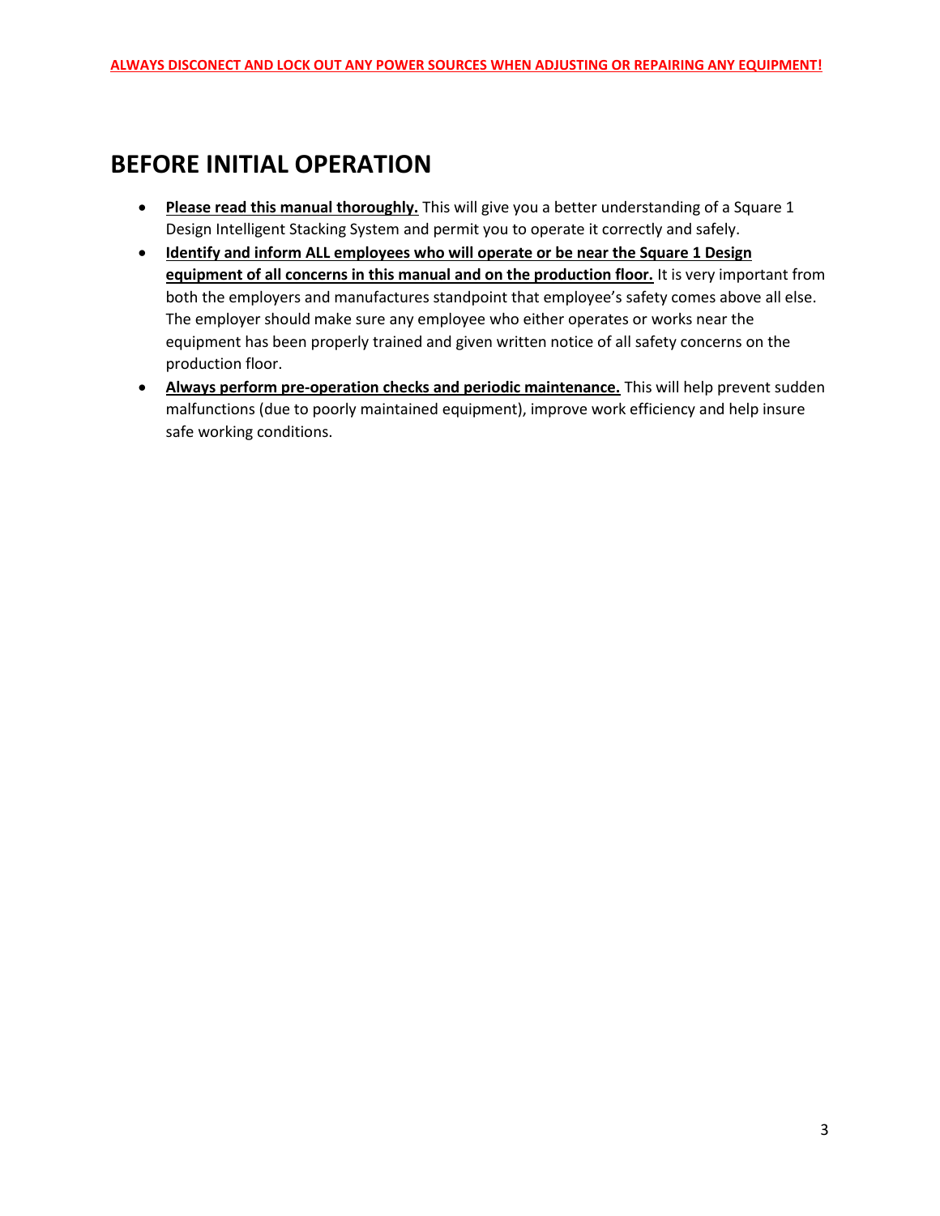**ALWAYS DISCONECT AND LOCK OUT ANY POWER SOURCES WHEN ADJUSTING OR REPAIRING ANY EQUIPMENT!**

# BEFORE INITIAL OPERATION

- **Please read this manual thoroughly.** This will give you a better understanding of a Square 1 Design Intelligent Stacking System and permit you to operate it correctly and safely.
- **Identify and inform ALL employees who will operate or be near the Square 1 Design equipment of all concerns in this manual and on the production floor.** It is very important from both the employers and manufactures standpoint that employee's safety comes above all else. The employer should make sure any employee who either operates or works near the equipment has been properly trained and given written notice of all safety concerns on the production floor.
- **Always perform pre-operation checks and periodic maintenance.** This will help prevent sudden malfunctions (due to poorly maintained equipment), improve work efficiency and help insure safe working conditions.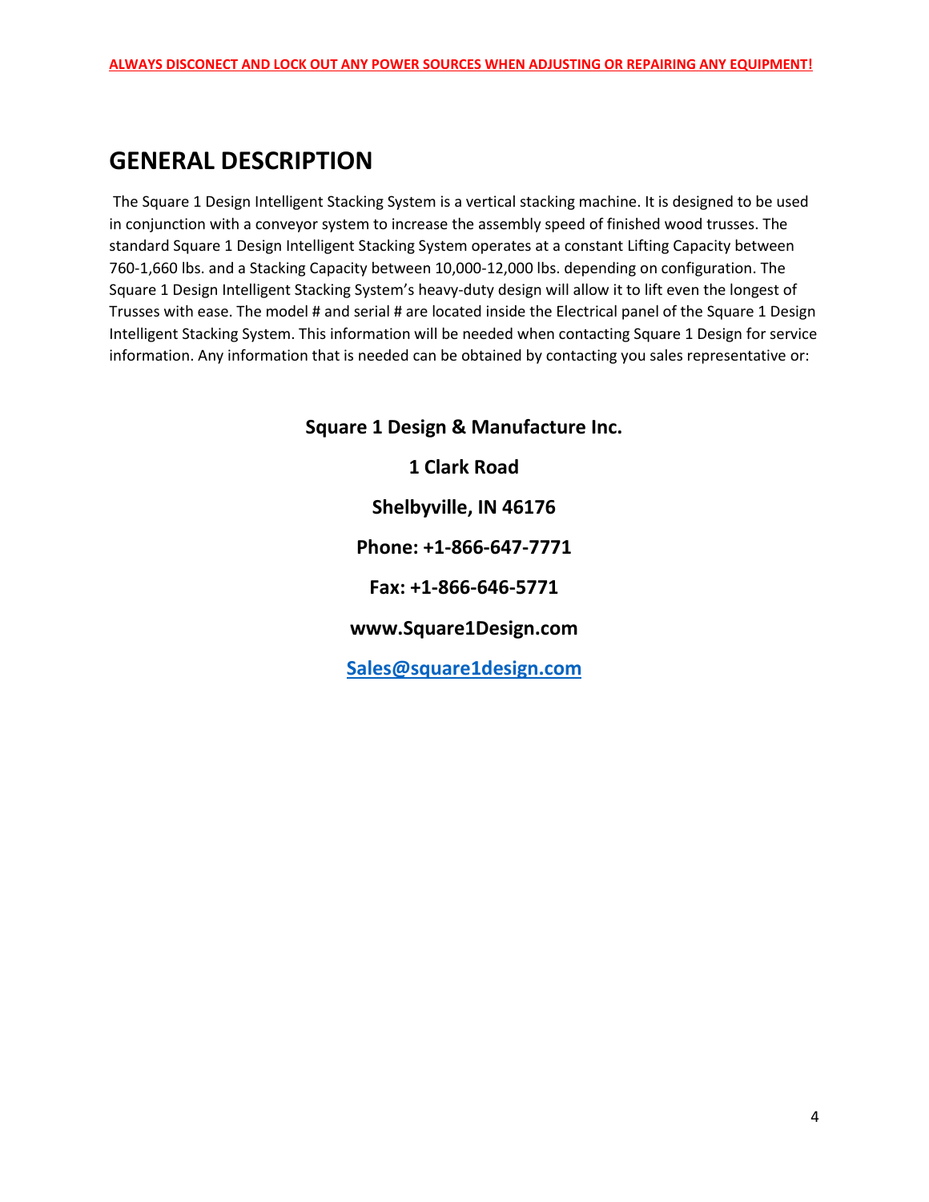**ALWAYS DISCONECT AND LOCK OUT ANY POWER SOURCES WHEN ADJUSTING OR REPAIRING ANY EQUIPMENT!**

## GENERAL DESCRIPTION

The Square 1 Design Intelligent Stacking System is a vertical stacking machine. It is designed to be used in conjunction with a conveyor system to increase the assembly speed of finished wood trusses. The standard Square 1 Design Intelligent Stacking System operates at a constant Lifting Capacity between 760-1,660 lbs. and a Stacking Capacity between 10,000-12,000 lbs. depending on configuration. The Square 1 Design Intelligent Stacking System's heavy-duty design will allow it to lift even the longest of Trusses with ease. The model # and serial # are located inside the Electrical panel of the Square 1 Design Intelligent Stacking System. This information will be needed when contacting Square 1 Design for service information. Any information that is needed can be obtained by contacting you sales representative or:

**Square 1 Design & Manufacture Inc.**

**1 Clark Road**

**Shelbyville, IN 46176**

**Phone: +1-866-647-7771**

**Fax: +1-866-646-5771**

**www.Square1Design.com**

**Sales@square1design.com**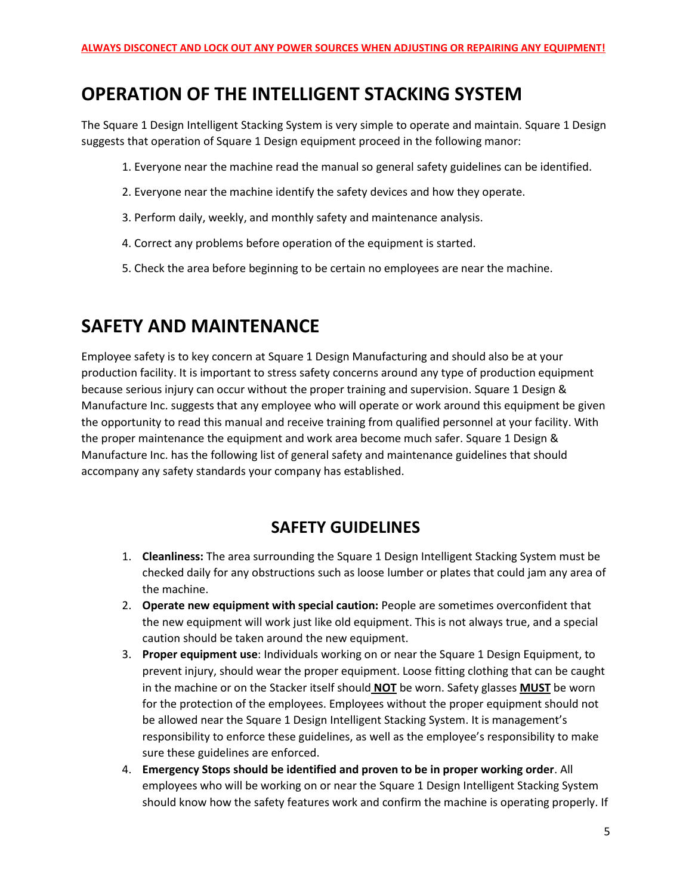**ALWAYS DISCONECT AND LOCK OUT ANY POWER SOURCES WHEN ADJUSTING OR REPAIRING ANY EQUIPMENT!**

# OPERATION OF THE INTELLIGENT STACKING SYSTEM

The Square 1 Design Intelligent Stacking System is very simple to operate and maintain. Square 1 Design suggests that operation of Square 1 Design equipment proceed in the following manor:

1. Everyone near the machine read the manual so general safety guidelines can be identified.
2. Everyone near the machine identify the safety devices and how they operate.
3. Perform daily, weekly, and monthly safety and maintenance analysis.
4. Correct any problems before operation of the equipment is started.
5. Check the area before beginning to be certain no employees are near the machine.

# SAFETY AND MAINTENANCE

Employee safety is to key concern at Square 1 Design Manufacturing and should also be at your production facility. It is important to stress safety concerns around any type of production equipment because serious injury can occur without the proper training and supervision. Square 1 Design & Manufacture Inc. suggests that any employee who will operate or work around this equipment be given the opportunity to read this manual and receive training from qualified personnel at your facility. With the proper maintenance the equipment and work area become much safer. Square 1 Design & Manufacture Inc. has the following list of general safety and maintenance guidelines that should accompany any safety standards your company has established.

## SAFETY GUIDELINES

1. **Cleanliness:** The area surrounding the Square 1 Design Intelligent Stacking System must be checked daily for any obstructions such as loose lumber or plates that could jam any area of the machine.
2. **Operate new equipment with special caution:** People are sometimes overconfident that the new equipment will work just like old equipment. This is not always true, and a special caution should be taken around the new equipment.
3. **Proper equipment use**: Individuals working on or near the Square 1 Design Equipment, to prevent injury, should wear the proper equipment. Loose fitting clothing that can be caught in the machine or on the Stacker itself should **NOT** be worn. Safety glasses **MUST** be worn for the protection of the employees. Employees without the proper equipment should not be allowed near the Square 1 Design Intelligent Stacking System. It is management's responsibility to enforce these guidelines, as well as the employee's responsibility to make sure these guidelines are enforced.
4. **Emergency Stops should be identified and proven to be in proper working order**. All employees who will be working on or near the Square 1 Design Intelligent Stacking System should know how the safety features work and confirm the machine is operating properly. If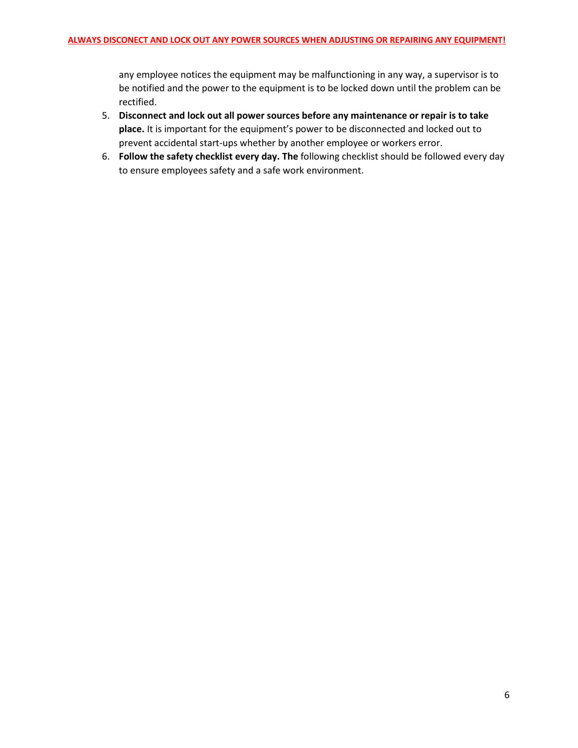any employee notices the equipment may be malfunctioning in any way, a supervisor is to be notified and the power to the equipment is to be locked down until the problem can be rectified.

5. **Disconnect and lock out all power sources before any maintenance or repair is to take place.** It is important for the equipment's power to be disconnected and locked out to prevent accidental start-ups whether by another employee or workers error.
6. **Follow the safety checklist every day. The** following checklist should be followed every day to ensure employees safety and a safe work environment.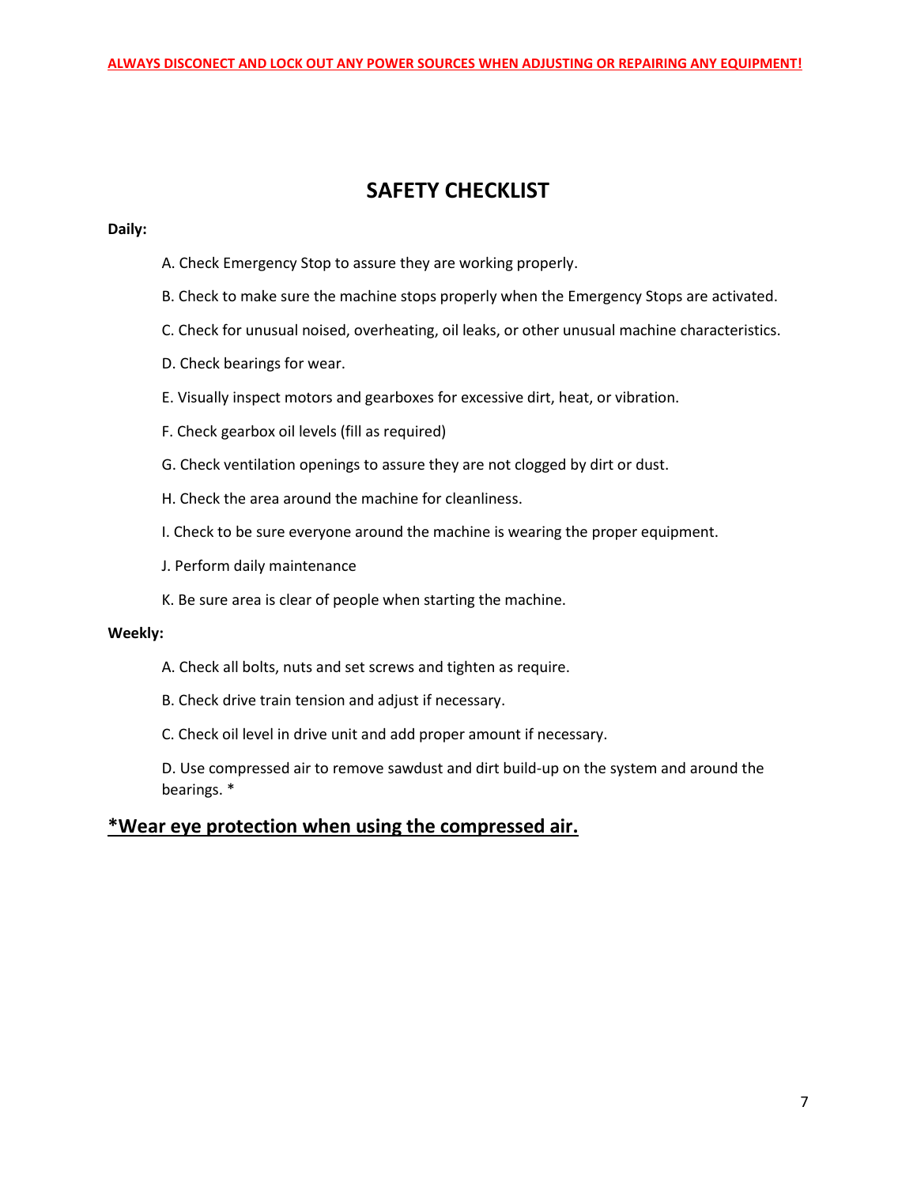**ALWAYS DISCONECT AND LOCK OUT ANY POWER SOURCES WHEN ADJUSTING OR REPAIRING ANY EQUIPMENT!**

# SAFETY CHECKLIST

**Daily:**

A. Check Emergency Stop to assure they are working properly.

B. Check to make sure the machine stops properly when the Emergency Stops are activated.

C. Check for unusual noised, overheating, oil leaks, or other unusual machine characteristics.

D. Check bearings for wear.

E. Visually inspect motors and gearboxes for excessive dirt, heat, or vibration.

F. Check gearbox oil levels (fill as required)

G. Check ventilation openings to assure they are not clogged by dirt or dust.

H. Check the area around the machine for cleanliness.

I. Check to be sure everyone around the machine is wearing the proper equipment.

J. Perform daily maintenance

K. Be sure area is clear of people when starting the machine.

**Weekly:**

A. Check all bolts, nuts and set screws and tighten as require.

B. Check drive train tension and adjust if necessary.

C. Check oil level in drive unit and add proper amount if necessary.

D. Use compressed air to remove sawdust and dirt build-up on the system and around the bearings. *

## *Wear eye protection when using the compressed air.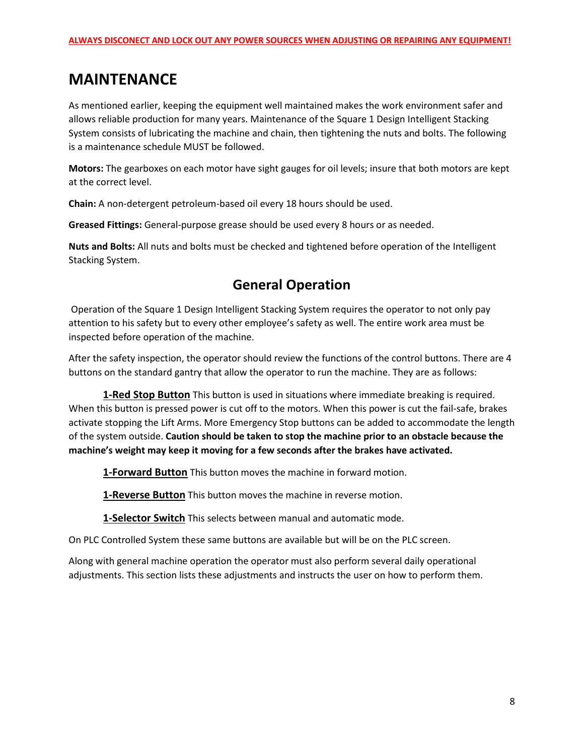**ALWAYS DISCONECT AND LOCK OUT ANY POWER SOURCES WHEN ADJUSTING OR REPAIRING ANY EQUIPMENT!**

# MAINTENANCE

As mentioned earlier, keeping the equipment well maintained makes the work environment safer and allows reliable production for many years. Maintenance of the Square 1 Design Intelligent Stacking System consists of lubricating the machine and chain, then tightening the nuts and bolts. The following is a maintenance schedule MUST be followed.

**Motors:** The gearboxes on each motor have sight gauges for oil levels; insure that both motors are kept at the correct level.

**Chain:** A non-detergent petroleum-based oil every 18 hours should be used.

**Greased Fittings:** General-purpose grease should be used every 8 hours or as needed.

**Nuts and Bolts:** All nuts and bolts must be checked and tightened before operation of the Intelligent Stacking System.

## General Operation

Operation of the Square 1 Design Intelligent Stacking System requires the operator to not only pay attention to his safety but to every other employee's safety as well. The entire work area must be inspected before operation of the machine.

After the safety inspection, the operator should review the functions of the control buttons. There are 4 buttons on the standard gantry that allow the operator to run the machine. They are as follows:

**1-Red Stop Button** This button is used in situations where immediate breaking is required. When this button is pressed power is cut off to the motors. When this power is cut the fail-safe, brakes activate stopping the Lift Arms. More Emergency Stop buttons can be added to accommodate the length of the system outside. **Caution should be taken to stop the machine prior to an obstacle because the machine's weight may keep it moving for a few seconds after the brakes have activated.**

**1-Forward Button** This button moves the machine in forward motion.

**1-Reverse Button** This button moves the machine in reverse motion.

**1-Selector Switch** This selects between manual and automatic mode.

On PLC Controlled System these same buttons are available but will be on the PLC screen.

Along with general machine operation the operator must also perform several daily operational adjustments. This section lists these adjustments and instructs the user on how to perform them.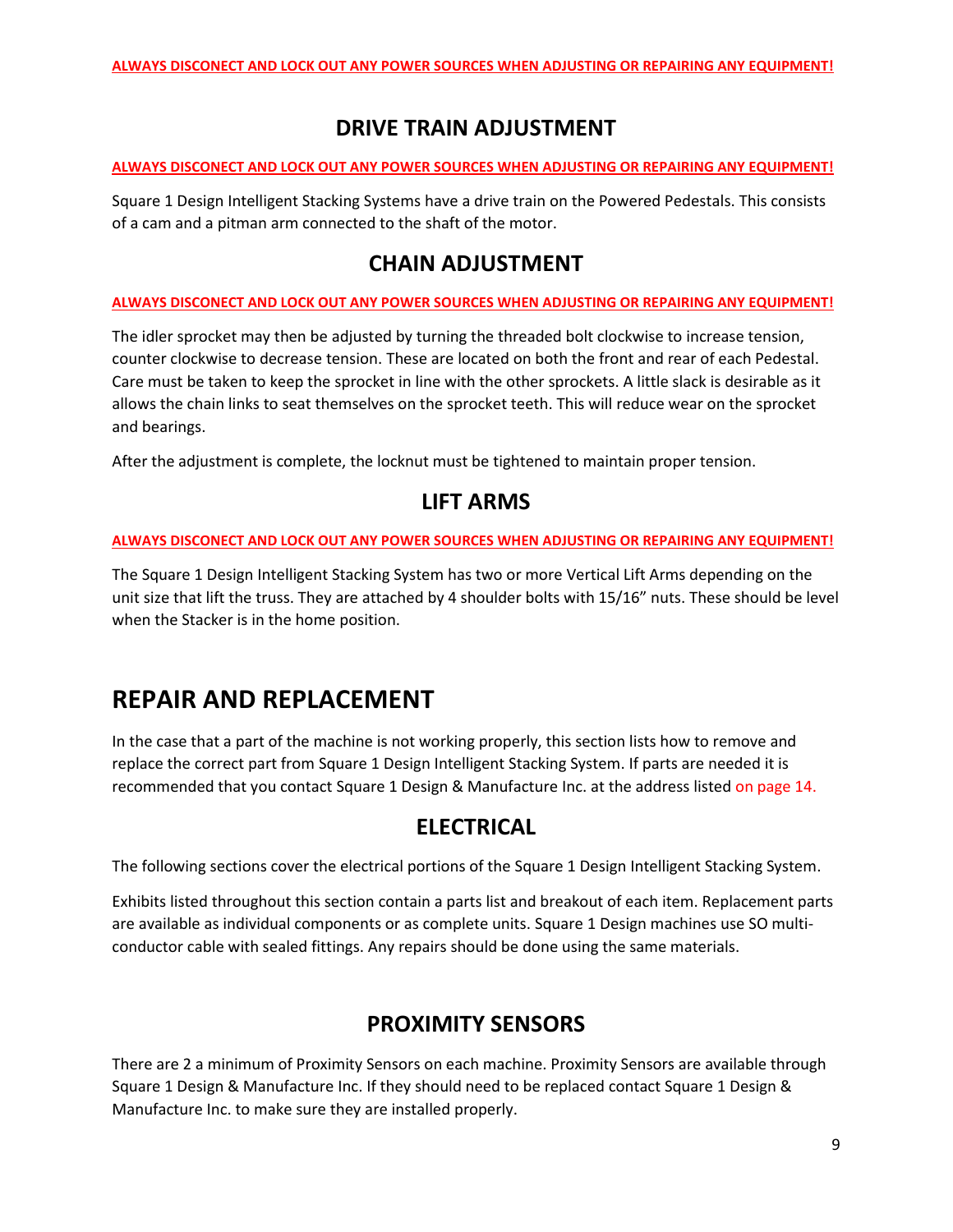**ALWAYS DISCONECT AND LOCK OUT ANY POWER SOURCES WHEN ADJUSTING OR REPAIRING ANY EQUIPMENT!**

## DRIVE TRAIN ADJUSTMENT

**ALWAYS DISCONECT AND LOCK OUT ANY POWER SOURCES WHEN ADJUSTING OR REPAIRING ANY EQUIPMENT!**

Square 1 Design Intelligent Stacking Systems have a drive train on the Powered Pedestals. This consists of a cam and a pitman arm connected to the shaft of the motor.

## CHAIN ADJUSTMENT

**ALWAYS DISCONECT AND LOCK OUT ANY POWER SOURCES WHEN ADJUSTING OR REPAIRING ANY EQUIPMENT!**

The idler sprocket may then be adjusted by turning the threaded bolt clockwise to increase tension, counter clockwise to decrease tension. These are located on both the front and rear of each Pedestal. Care must be taken to keep the sprocket in line with the other sprockets. A little slack is desirable as it allows the chain links to seat themselves on the sprocket teeth. This will reduce wear on the sprocket and bearings.

After the adjustment is complete, the locknut must be tightened to maintain proper tension.

## LIFT ARMS

**ALWAYS DISCONECT AND LOCK OUT ANY POWER SOURCES WHEN ADJUSTING OR REPAIRING ANY EQUIPMENT!**

The Square 1 Design Intelligent Stacking System has two or more Vertical Lift Arms depending on the unit size that lift the truss. They are attached by 4 shoulder bolts with 15/16" nuts. These should be level when the Stacker is in the home position.

# REPAIR AND REPLACEMENT

In the case that a part of the machine is not working properly, this section lists how to remove and replace the correct part from Square 1 Design Intelligent Stacking System. If parts are needed it is recommended that you contact Square 1 Design & Manufacture Inc. at the address listed on page 14.

## ELECTRICAL

The following sections cover the electrical portions of the Square 1 Design Intelligent Stacking System.

Exhibits listed throughout this section contain a parts list and breakout of each item. Replacement parts are available as individual components or as complete units. Square 1 Design machines use SO multi-conductor cable with sealed fittings. Any repairs should be done using the same materials.

## PROXIMITY SENSORS

There are 2 a minimum of Proximity Sensors on each machine. Proximity Sensors are available through Square 1 Design & Manufacture Inc. If they should need to be replaced contact Square 1 Design & Manufacture Inc. to make sure they are installed properly.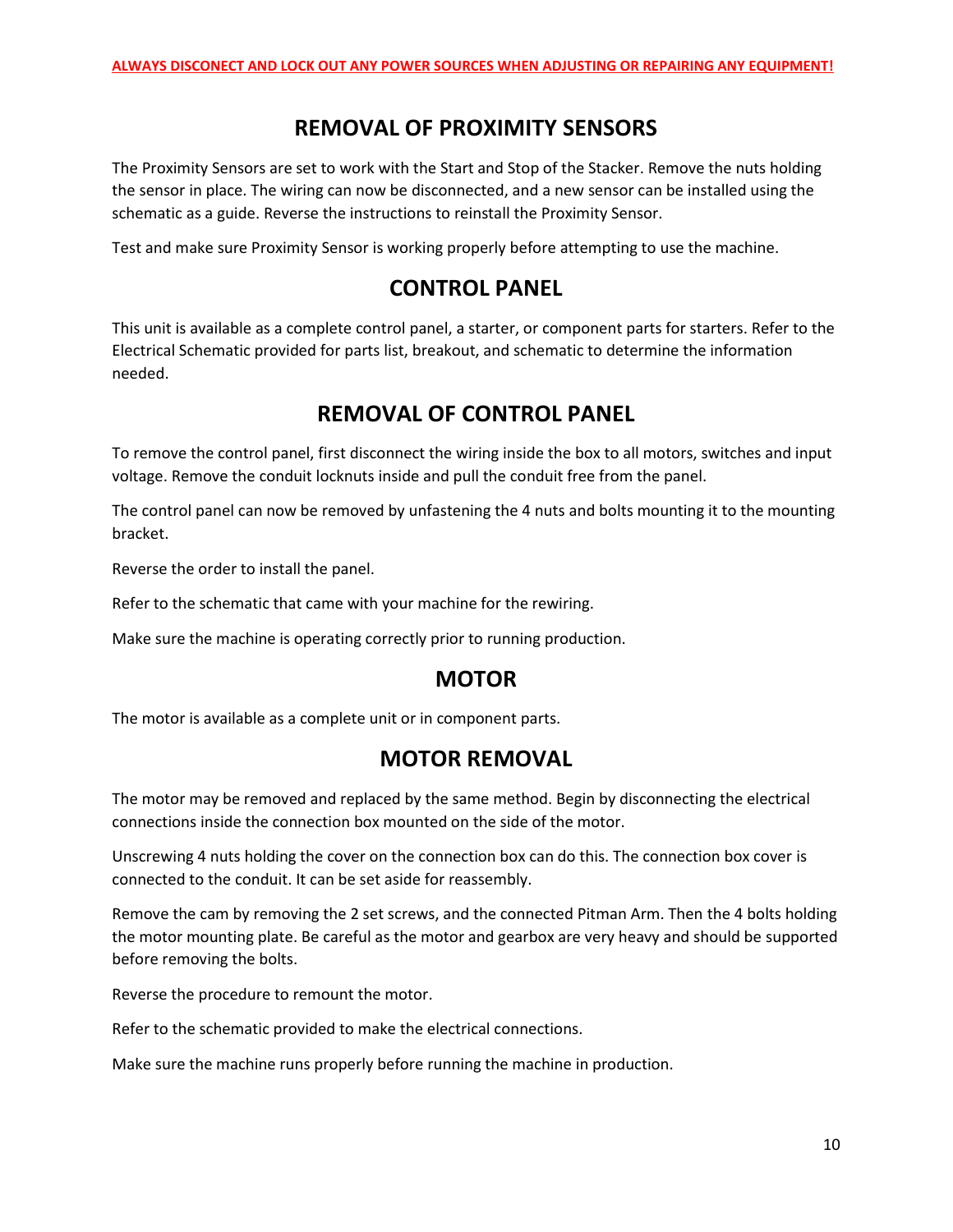**ALWAYS DISCONECT AND LOCK OUT ANY POWER SOURCES WHEN ADJUSTING OR REPAIRING ANY EQUIPMENT!**

## REMOVAL OF PROXIMITY SENSORS

The Proximity Sensors are set to work with the Start and Stop of the Stacker. Remove the nuts holding the sensor in place. The wiring can now be disconnected, and a new sensor can be installed using the schematic as a guide. Reverse the instructions to reinstall the Proximity Sensor.

Test and make sure Proximity Sensor is working properly before attempting to use the machine.

## CONTROL PANEL

This unit is available as a complete control panel, a starter, or component parts for starters. Refer to the Electrical Schematic provided for parts list, breakout, and schematic to determine the information needed.

## REMOVAL OF CONTROL PANEL

To remove the control panel, first disconnect the wiring inside the box to all motors, switches and input voltage. Remove the conduit locknuts inside and pull the conduit free from the panel.

The control panel can now be removed by unfastening the 4 nuts and bolts mounting it to the mounting bracket.

Reverse the order to install the panel.

Refer to the schematic that came with your machine for the rewiring.

Make sure the machine is operating correctly prior to running production.

## MOTOR

The motor is available as a complete unit or in component parts.

## MOTOR REMOVAL

The motor may be removed and replaced by the same method. Begin by disconnecting the electrical connections inside the connection box mounted on the side of the motor.

Unscrewing 4 nuts holding the cover on the connection box can do this. The connection box cover is connected to the conduit. It can be set aside for reassembly.

Remove the cam by removing the 2 set screws, and the connected Pitman Arm. Then the 4 bolts holding the motor mounting plate. Be careful as the motor and gearbox are very heavy and should be supported before removing the bolts.

Reverse the procedure to remount the motor.

Refer to the schematic provided to make the electrical connections.

Make sure the machine runs properly before running the machine in production.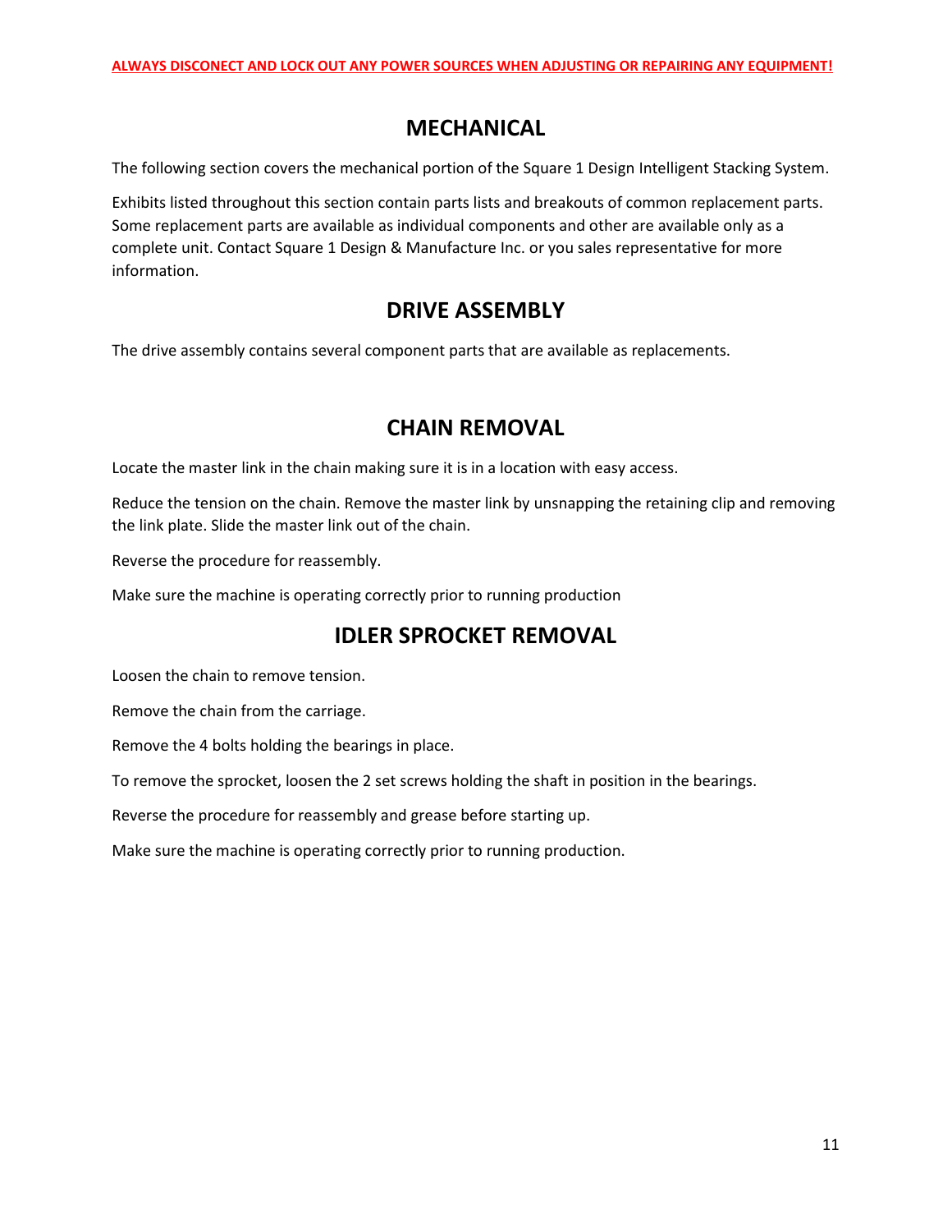**ALWAYS DISCONECT AND LOCK OUT ANY POWER SOURCES WHEN ADJUSTING OR REPAIRING ANY EQUIPMENT!**

# MECHANICAL

The following section covers the mechanical portion of the Square 1 Design Intelligent Stacking System.

Exhibits listed throughout this section contain parts lists and breakouts of common replacement parts. Some replacement parts are available as individual components and other are available only as a complete unit. Contact Square 1 Design & Manufacture Inc. or you sales representative for more information.

## DRIVE ASSEMBLY

The drive assembly contains several component parts that are available as replacements.

## CHAIN REMOVAL

Locate the master link in the chain making sure it is in a location with easy access.

Reduce the tension on the chain. Remove the master link by unsnapping the retaining clip and removing the link plate. Slide the master link out of the chain.

Reverse the procedure for reassembly.

Make sure the machine is operating correctly prior to running production

## IDLER SPROCKET REMOVAL

Loosen the chain to remove tension.

Remove the chain from the carriage.

Remove the 4 bolts holding the bearings in place.

To remove the sprocket, loosen the 2 set screws holding the shaft in position in the bearings.

Reverse the procedure for reassembly and grease before starting up.

Make sure the machine is operating correctly prior to running production.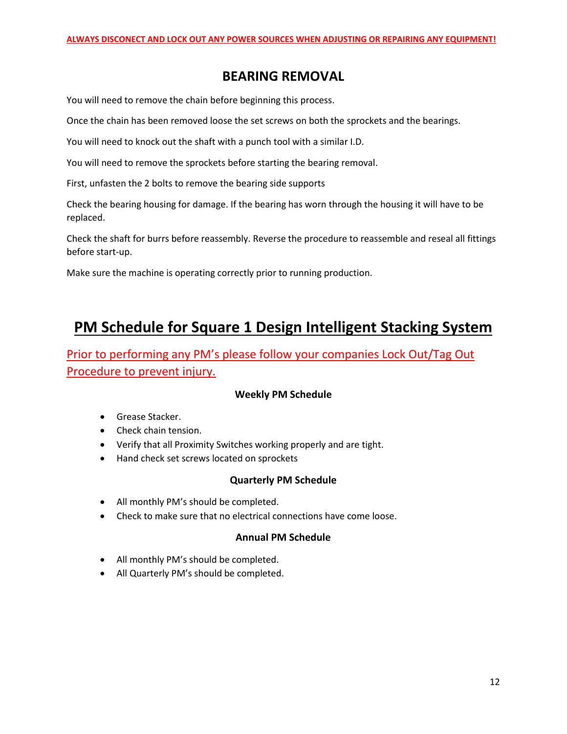**ALWAYS DISCONECT AND LOCK OUT ANY POWER SOURCES WHEN ADJUSTING OR REPAIRING ANY EQUIPMENT!**

## BEARING REMOVAL

You will need to remove the chain before beginning this process.

Once the chain has been removed loose the set screws on both the sprockets and the bearings.

You will need to knock out the shaft with a punch tool with a similar I.D.

You will need to remove the sprockets before starting the bearing removal.

First, unfasten the 2 bolts to remove the bearing side supports

Check the bearing housing for damage. If the bearing has worn through the housing it will have to be replaced.

Check the shaft for burrs before reassembly. Reverse the procedure to reassemble and reseal all fittings before start-up.

Make sure the machine is operating correctly prior to running production.

# PM Schedule for Square 1 Design Intelligent Stacking System

Prior to performing any PM's please follow your companies Lock Out/Tag Out Procedure to prevent injury.

### Weekly PM Schedule

- Grease Stacker.
- Check chain tension.
- Verify that all Proximity Switches working properly and are tight.
- Hand check set screws located on sprockets

### Quarterly PM Schedule

- All monthly PM's should be completed.
- Check to make sure that no electrical connections have come loose.

### Annual PM Schedule

- All monthly PM's should be completed.
- All Quarterly PM's should be completed.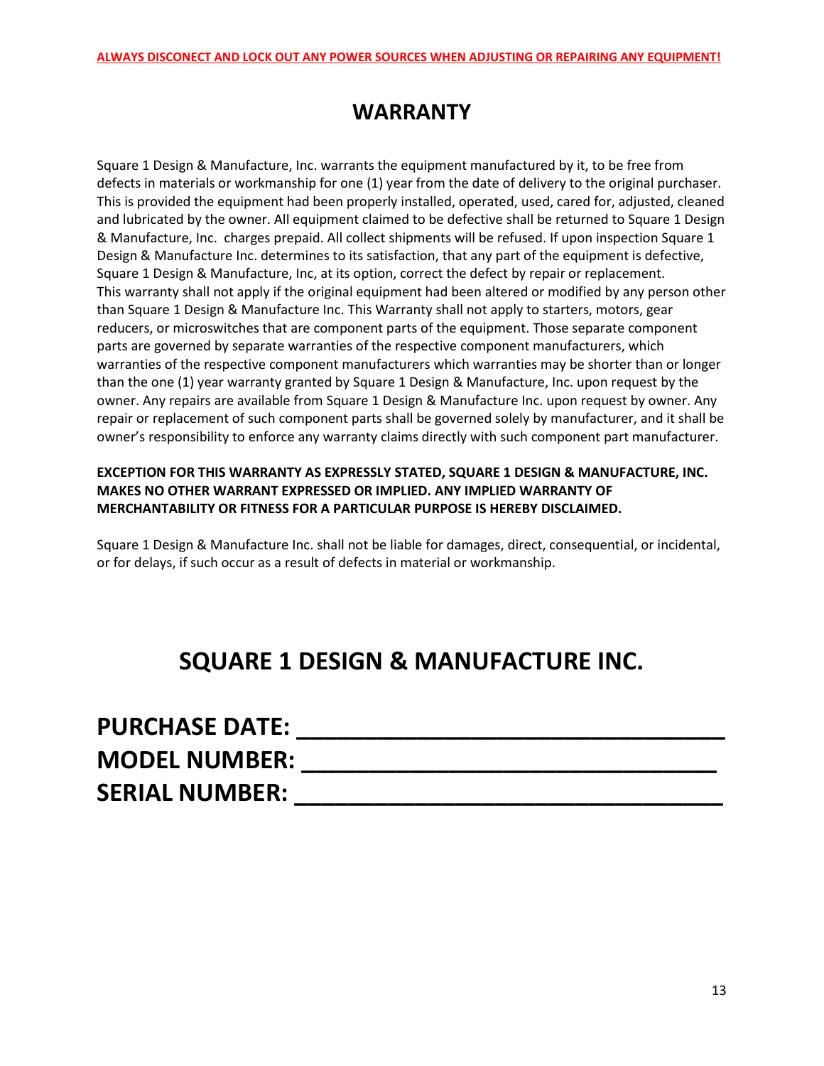**ALWAYS DISCONECT AND LOCK OUT ANY POWER SOURCES WHEN ADJUSTING OR REPAIRING ANY EQUIPMENT!**

# WARRANTY

Square 1 Design & Manufacture, Inc. warrants the equipment manufactured by it, to be free from defects in materials or workmanship for one (1) year from the date of delivery to the original purchaser. This is provided the equipment had been properly installed, operated, used, cared for, adjusted, cleaned and lubricated by the owner. All equipment claimed to be defective shall be returned to Square 1 Design & Manufacture, Inc.  charges prepaid. All collect shipments will be refused. If upon inspection Square 1 Design & Manufacture Inc. determines to its satisfaction, that any part of the equipment is defective, Square 1 Design & Manufacture, Inc, at its option, correct the defect by repair or replacement. This warranty shall not apply if the original equipment had been altered or modified by any person other than Square 1 Design & Manufacture Inc. This Warranty shall not apply to starters, motors, gear reducers, or microswitches that are component parts of the equipment. Those separate component parts are governed by separate warranties of the respective component manufacturers, which warranties of the respective component manufacturers which warranties may be shorter than or longer than the one (1) year warranty granted by Square 1 Design & Manufacture, Inc. upon request by the owner. Any repairs are available from Square 1 Design & Manufacture Inc. upon request by owner. Any repair or replacement of such component parts shall be governed solely by manufacturer, and it shall be owner's responsibility to enforce any warranty claims directly with such component part manufacturer.

**EXCEPTION FOR THIS WARRANTY AS EXPRESSLY STATED, SQUARE 1 DESIGN & MANUFACTURE, INC. MAKES NO OTHER WARRANT EXPRESSED OR IMPLIED. ANY IMPLIED WARRANTY OF MERCHANTABILITY OR FITNESS FOR A PARTICULAR PURPOSE IS HEREBY DISCLAIMED.**

Square 1 Design & Manufacture Inc. shall not be liable for damages, direct, consequential, or incidental, or for delays, if such occur as a result of defects in material or workmanship.

# SQUARE 1 DESIGN & MANUFACTURE INC.

**PURCHASE DATE: ______________________________**

**MODEL NUMBER: _____________________________**

**SERIAL NUMBER: _____________________________**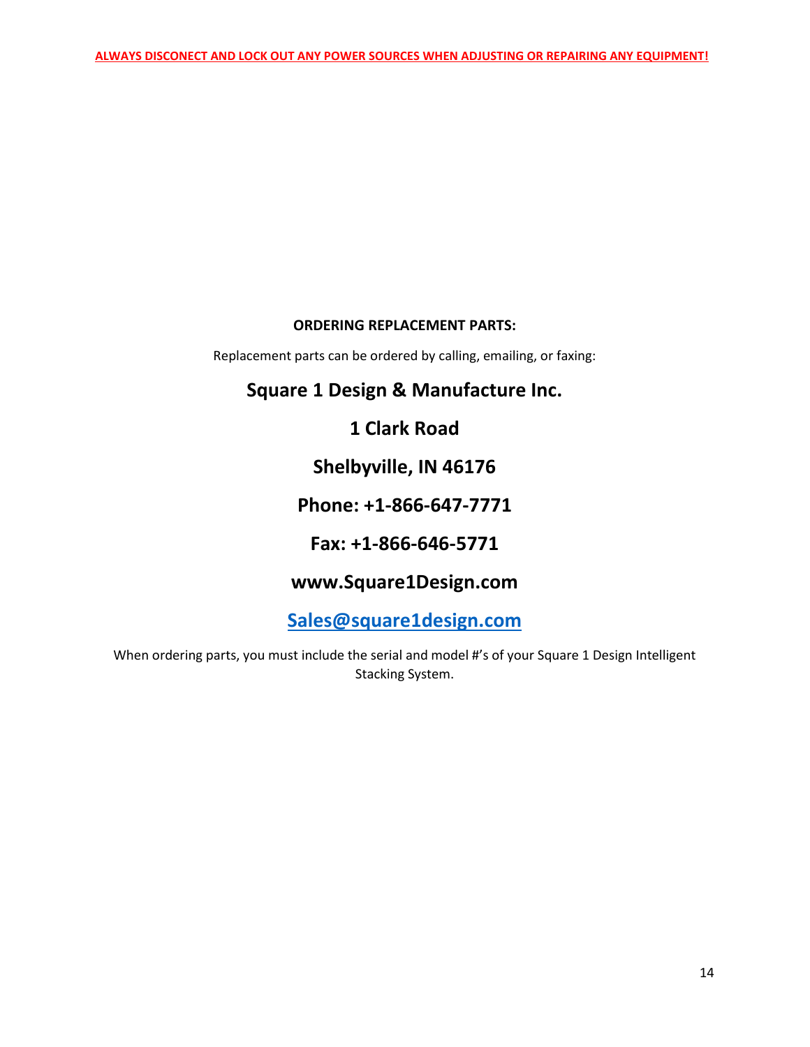**ALWAYS DISCONECT AND LOCK OUT ANY POWER SOURCES WHEN ADJUSTING OR REPAIRING ANY EQUIPMENT!**

**ORDERING REPLACEMENT PARTS:**

Replacement parts can be ordered by calling, emailing, or faxing:

## Square 1 Design & Manufacture Inc.

## 1 Clark Road

## Shelbyville, IN 46176

## Phone: +1-866-647-7771

## Fax: +1-866-646-5771

## www.Square1Design.com

## Sales@square1design.com

When ordering parts, you must include the serial and model #'s of your Square 1 Design Intelligent Stacking System.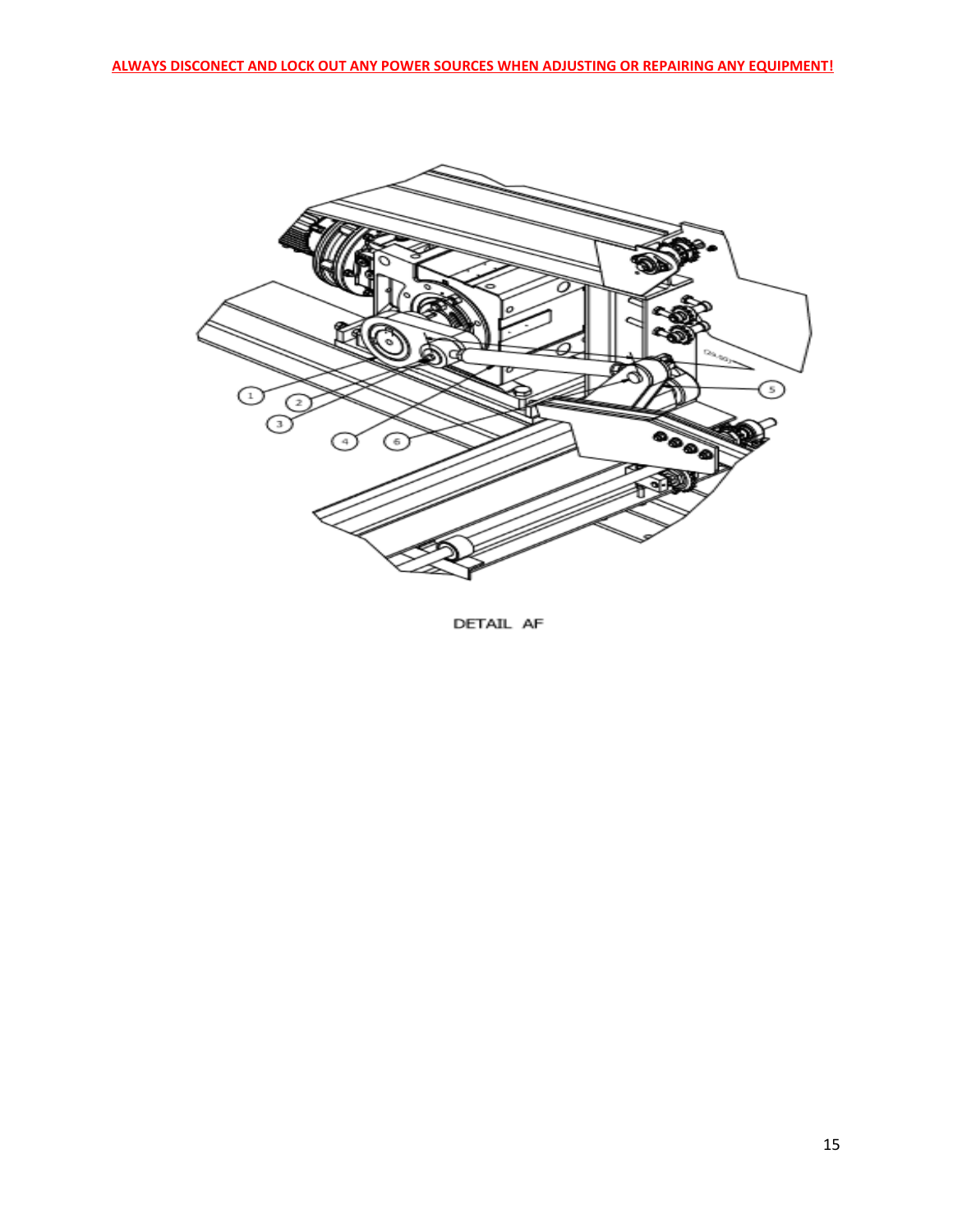**ALWAYS DISCONECT AND LOCK OUT ANY POWER SOURCES WHEN ADJUSTING OR REPAIRING ANY EQUIPMENT!**

DETAIL AF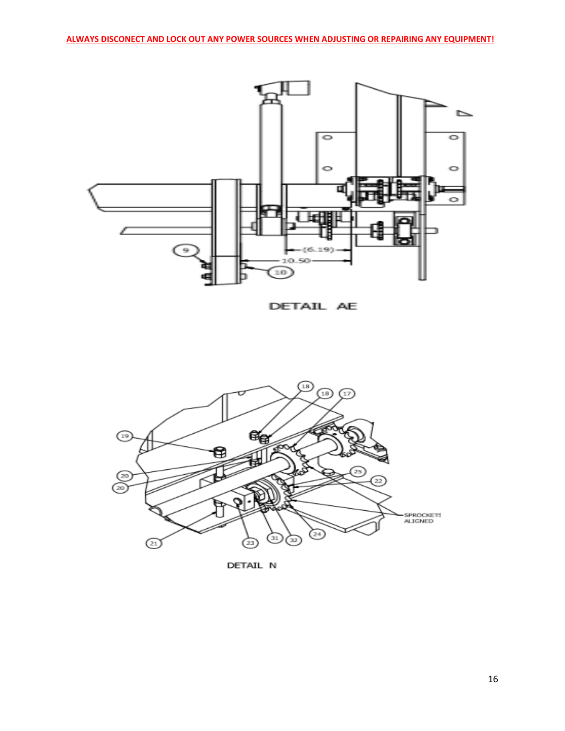**ALWAYS DISCONECT AND LOCK OUT ANY POWER SOURCES WHEN ADJUSTING OR REPAIRING ANY EQUIPMENT!**

DETAIL AE

DETAIL N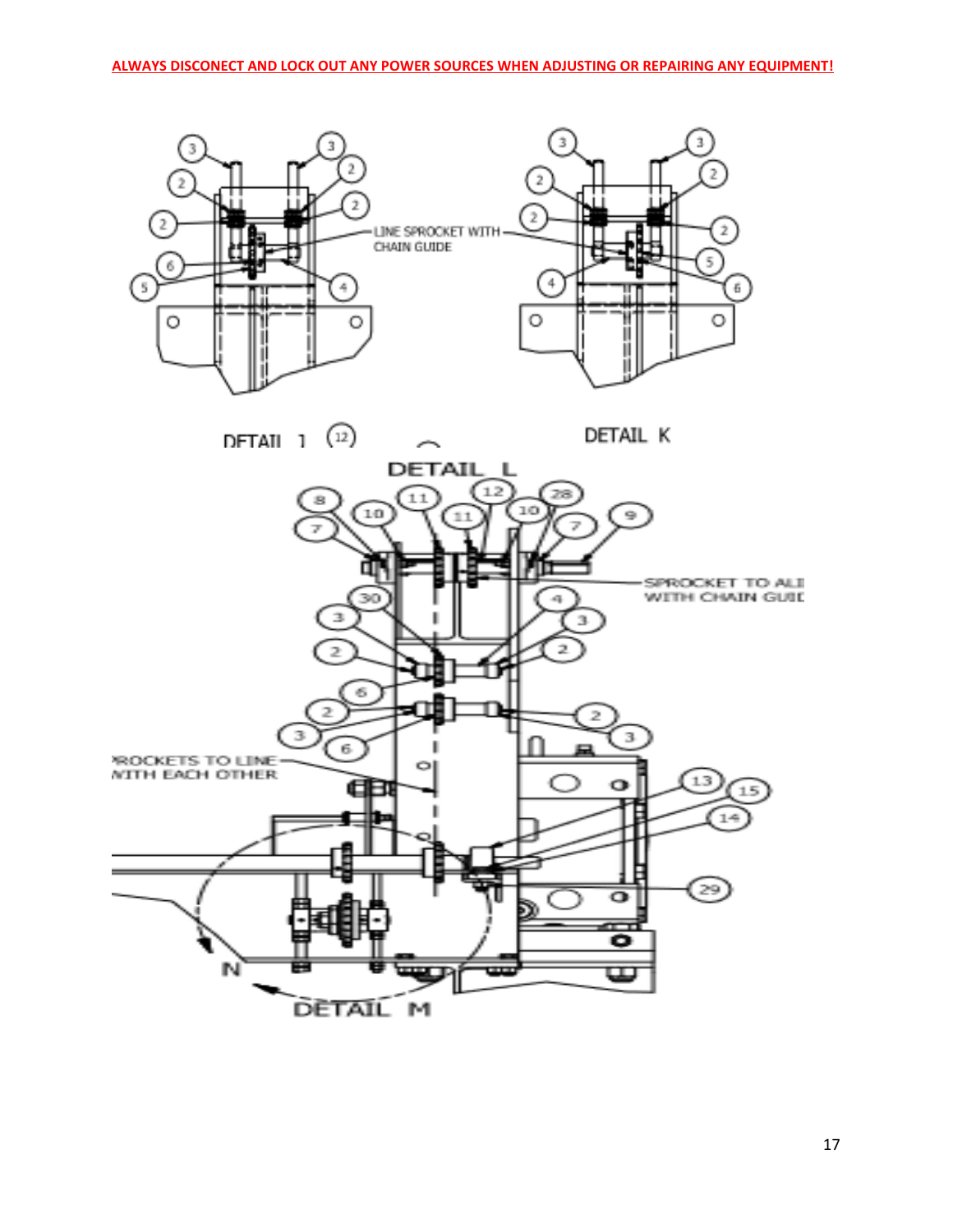**ALWAYS DISCONECT AND LOCK OUT ANY POWER SOURCES WHEN ADJUSTING OR REPAIRING ANY EQUIPMENT!**

LINE SPROCKET WITH CHAIN GUIDE

DETAIL J

DETAIL K

DETAIL L

SPROCKET TO ALI WITH CHAIN GUID

ROCKETS TO LINE WITH EACH OTHER

DETAIL M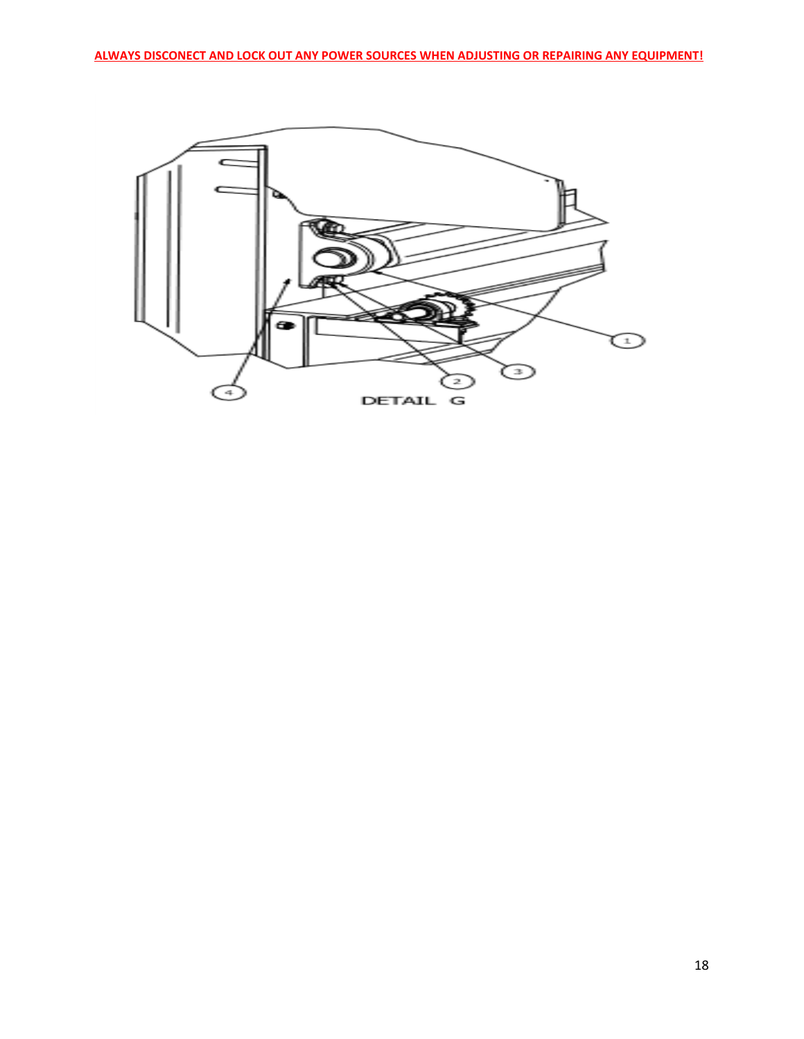**ALWAYS DISCONECT AND LOCK OUT ANY POWER SOURCES WHEN ADJUSTING OR REPAIRING ANY EQUIPMENT!**

DETAIL G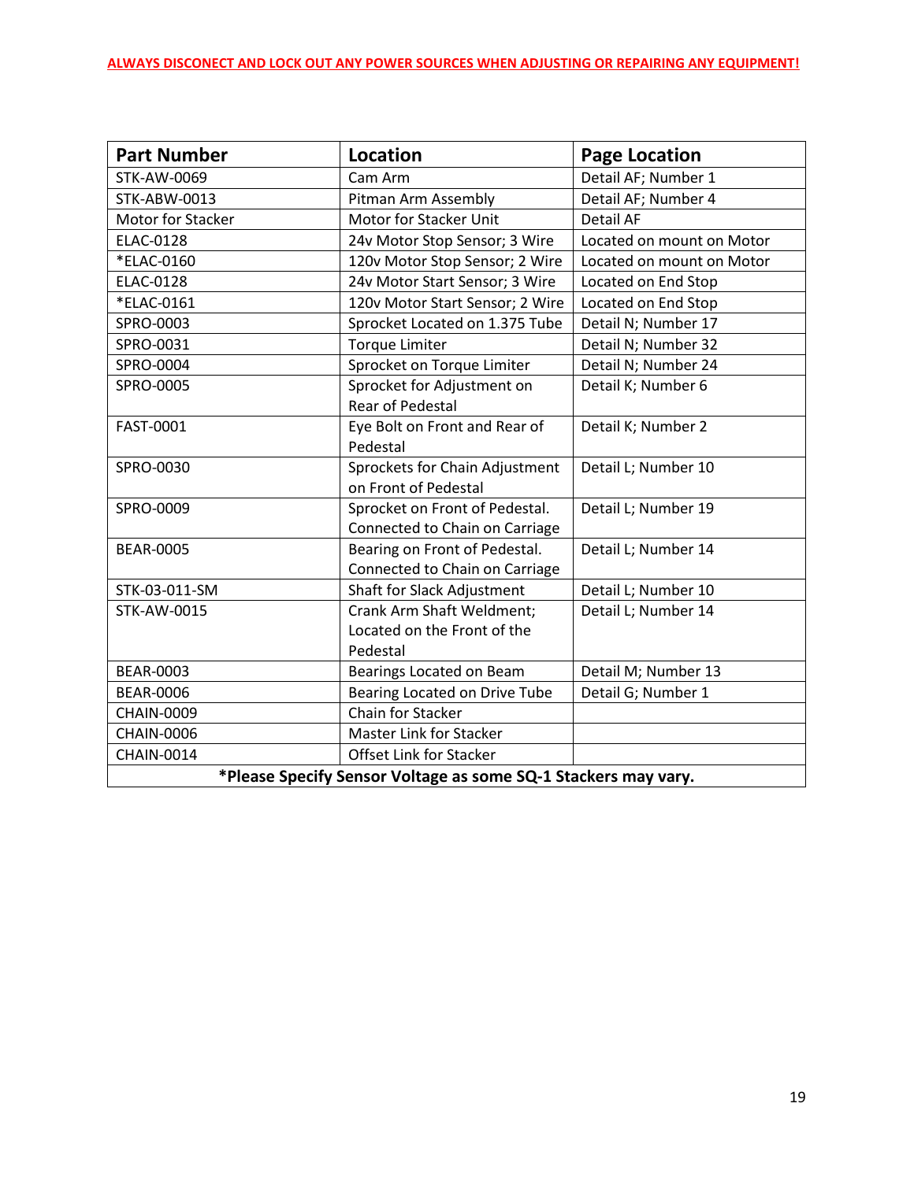**ALWAYS DISCONECT AND LOCK OUT ANY POWER SOURCES WHEN ADJUSTING OR REPAIRING ANY EQUIPMENT!**

| Part Number | Location | Page Location |
| --- | --- | --- |
| STK-AW-0069 | Cam Arm | Detail AF; Number 1 |
| STK-ABW-0013 | Pitman Arm Assembly | Detail AF; Number 4 |
| Motor for Stacker | Motor for Stacker Unit | Detail AF |
| ELAC-0128 | 24v Motor Stop Sensor; 3 Wire | Located on mount on Motor |
| *ELAC-0160 | 120v Motor Stop Sensor; 2 Wire | Located on mount on Motor |
| ELAC-0128 | 24v Motor Start Sensor; 3 Wire | Located on End Stop |
| *ELAC-0161 | 120v Motor Start Sensor; 2 Wire | Located on End Stop |
| SPRO-0003 | Sprocket Located on 1.375 Tube | Detail N; Number 17 |
| SPRO-0031 | Torque Limiter | Detail N; Number 32 |
| SPRO-0004 | Sprocket on Torque Limiter | Detail N; Number 24 |
| SPRO-0005 | Sprocket for Adjustment on Rear of Pedestal | Detail K; Number 6 |
| FAST-0001 | Eye Bolt on Front and Rear of Pedestal | Detail K; Number 2 |
| SPRO-0030 | Sprockets for Chain Adjustment on Front of Pedestal | Detail L; Number 10 |
| SPRO-0009 | Sprocket on Front of Pedestal. Connected to Chain on Carriage | Detail L; Number 19 |
| BEAR-0005 | Bearing on Front of Pedestal. Connected to Chain on Carriage | Detail L; Number 14 |
| STK-03-011-SM | Shaft for Slack Adjustment | Detail L; Number 10 |
| STK-AW-0015 | Crank Arm Shaft Weldment; Located on the Front of the Pedestal | Detail L; Number 14 |
| BEAR-0003 | Bearings Located on Beam | Detail M; Number 13 |
| BEAR-0006 | Bearing Located on Drive Tube | Detail G; Number 1 |
| CHAIN-0009 | Chain for Stacker | |
| CHAIN-0006 | Master Link for Stacker | |
| CHAIN-0014 | Offset Link for Stacker | |
| ***Please Specify Sensor Voltage as some SQ-1 Stackers may vary.** | | |